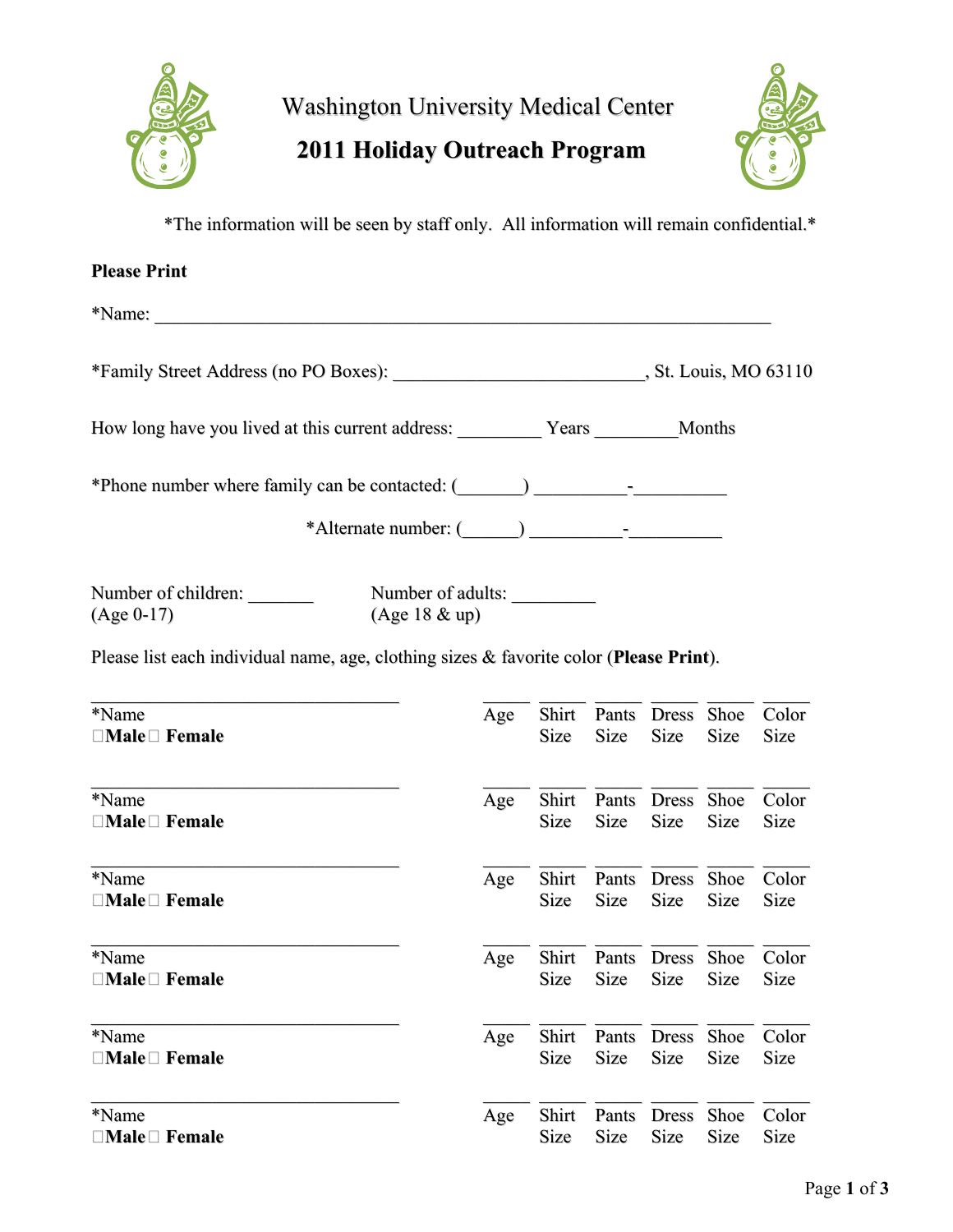# Washington University Medical Center

## 2011 Holiday Outreach Program

*The information will be seen by staff only.  All information will remain confidential.*

**Please Print**

*Name: ______________________________________________________________

*Family Street Address (no PO Boxes): ___________________________, St. Louis, MO 63110

How long have you lived at this current address: _________ Years _________Months

*Phone number where family can be contacted: (_______) __________-__________

*Alternate number: (______) __________-__________

Number of children: _______
(Age 0-17)

Number of adults: _________
(Age 18 & up)

Please list each individual name, age, clothing sizes & favorite color (**Please Print**).

| *Name | Age | Shirt Size | Pants Size | Dress Size | Shoe Size | Color Size |
|---|---|---|---|---|---|---|
| ______________________ ☐**Male** ☐ **Female** | ____ | ____ | ____ | ____ | ____ | ____ |
| ______________________ ☐**Male** ☐ **Female** | ____ | ____ | ____ | ____ | ____ | ____ |
| ______________________ ☐**Male** ☐ **Female** | ____ | ____ | ____ | ____ | ____ | ____ |
| ______________________ ☐**Male** ☐ **Female** | ____ | ____ | ____ | ____ | ____ | ____ |
| ______________________ ☐**Male** ☐ **Female** | ____ | ____ | ____ | ____ | ____ | ____ |
| ______________________ ☐**Male** ☐ **Female** | ____ | ____ | ____ | ____ | ____ | ____ |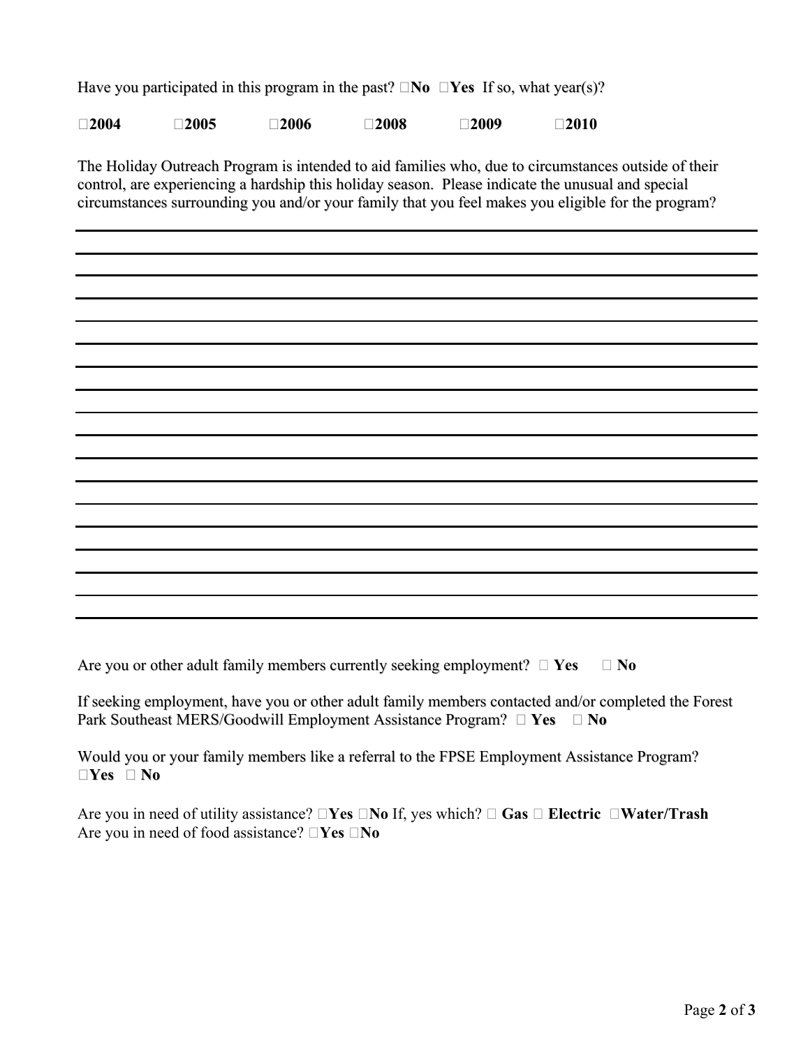Have you participated in this program in the past? ☐**No** ☐**Yes** If so, what year(s)?

☐**2004** ☐**2005** ☐**2006** ☐**2008** ☐**2009** ☐**2010**

The Holiday Outreach Program is intended to aid families who, due to circumstances outside of their control, are experiencing a hardship this holiday season. Please indicate the unusual and special circumstances surrounding you and/or your family that you feel makes you eligible for the program?

___________________________________________________________________________

___________________________________________________________________________

___________________________________________________________________________

___________________________________________________________________________

___________________________________________________________________________

___________________________________________________________________________

___________________________________________________________________________

___________________________________________________________________________

___________________________________________________________________________

___________________________________________________________________________

___________________________________________________________________________

___________________________________________________________________________

___________________________________________________________________________

___________________________________________________________________________

___________________________________________________________________________

___________________________________________________________________________

___________________________________________________________________________

Are you or other adult family members currently seeking employment? ☐ **Yes** ☐ **No**

If seeking employment, have you or other adult family members contacted and/or completed the Forest Park Southeast MERS/Goodwill Employment Assistance Program? ☐ **Yes** ☐ **No**

Would you or your family members like a referral to the FPSE Employment Assistance Program?
☐**Yes** ☐ **No**

Are you in need of utility assistance? ☐**Yes** ☐**No** If, yes which? ☐ **Gas** ☐ **Electric** ☐**Water/Trash**
Are you in need of food assistance? ☐**Yes** ☐**No**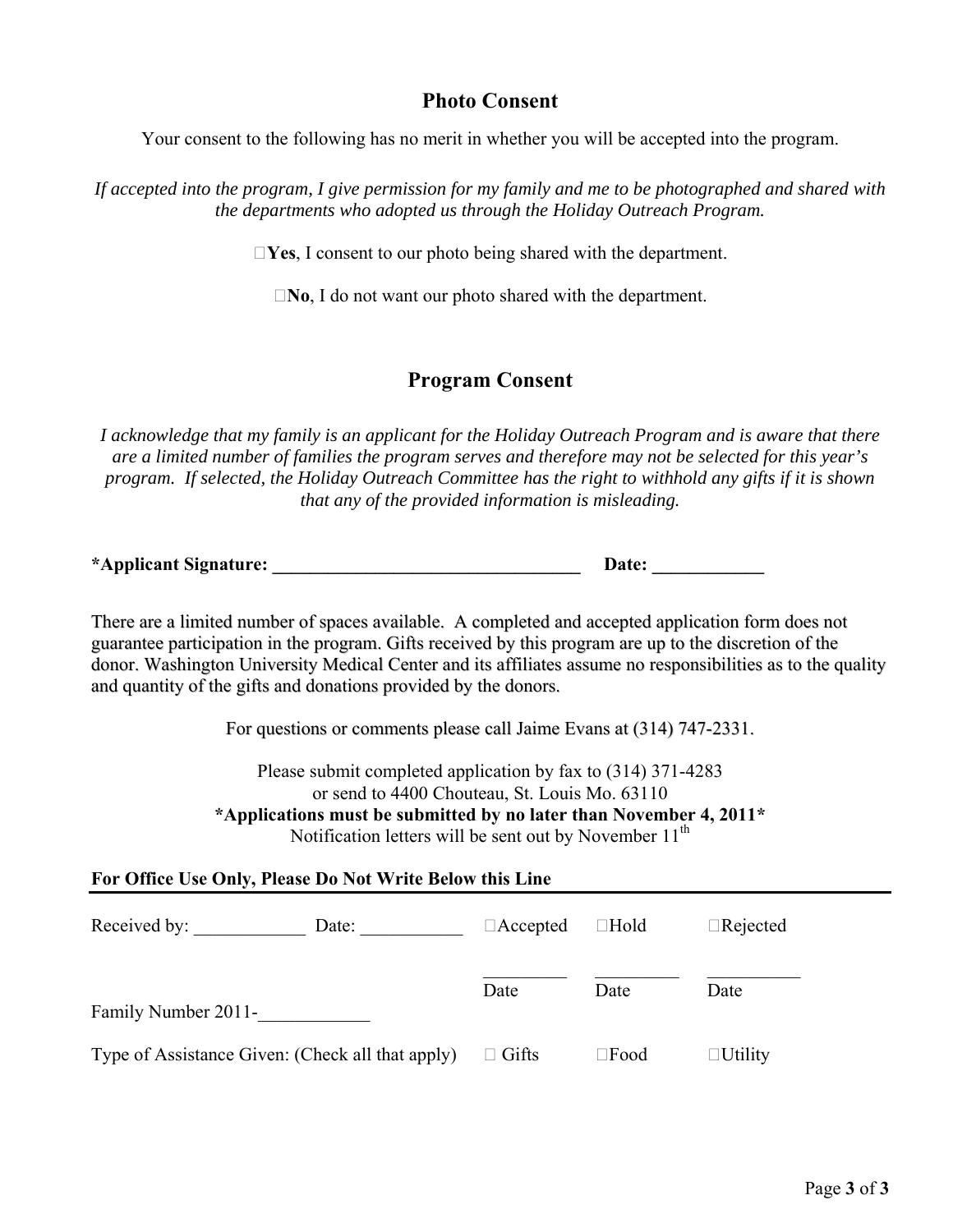## Photo Consent

Your consent to the following has no merit in whether you will be accepted into the program.

*If accepted into the program, I give permission for my family and me to be photographed and shared with the departments who adopted us through the Holiday Outreach Program.*

☐**Yes**, I consent to our photo being shared with the department.

☐**No**, I do not want our photo shared with the department.

## Program Consent

*I acknowledge that my family is an applicant for the Holiday Outreach Program and is aware that there are a limited number of families the program serves and therefore may not be selected for this year's program. If selected, the Holiday Outreach Committee has the right to withhold any gifts if it is shown that any of the provided information is misleading.*

**\*Applicant Signature: _________________________________ Date: ____________**

There are a limited number of spaces available. A completed and accepted application form does not guarantee participation in the program. Gifts received by this program are up to the discretion of the donor. Washington University Medical Center and its affiliates assume no responsibilities as to the quality and quantity of the gifts and donations provided by the donors.

For questions or comments please call Jaime Evans at (314) 747-2331.

Please submit completed application by fax to (314) 371-4283
or send to 4400 Chouteau, St. Louis Mo. 63110
**\*Applications must be submitted by no later than November 4, 2011\***
Notification letters will be sent out by November 11th

**For Office Use Only, Please Do Not Write Below this Line**

Received by: ____________ Date: ___________ ☐Accepted ☐Hold ☐Rejected

_________ Date _________ Date _________ Date

Family Number 2011-____________

Type of Assistance Given: (Check all that apply) ☐ Gifts ☐Food ☐Utility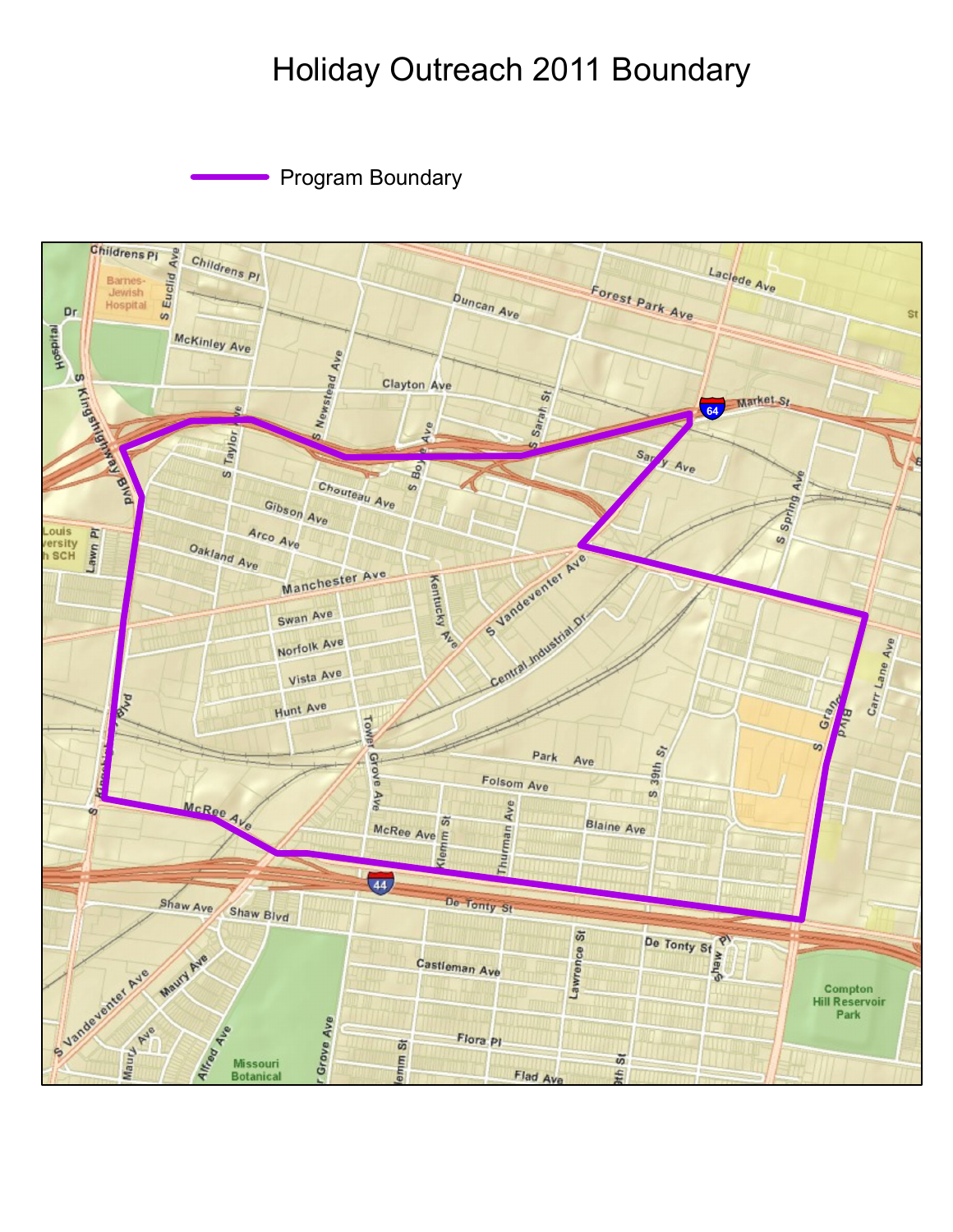# Holiday Outreach 2011 Boundary

Program Boundary